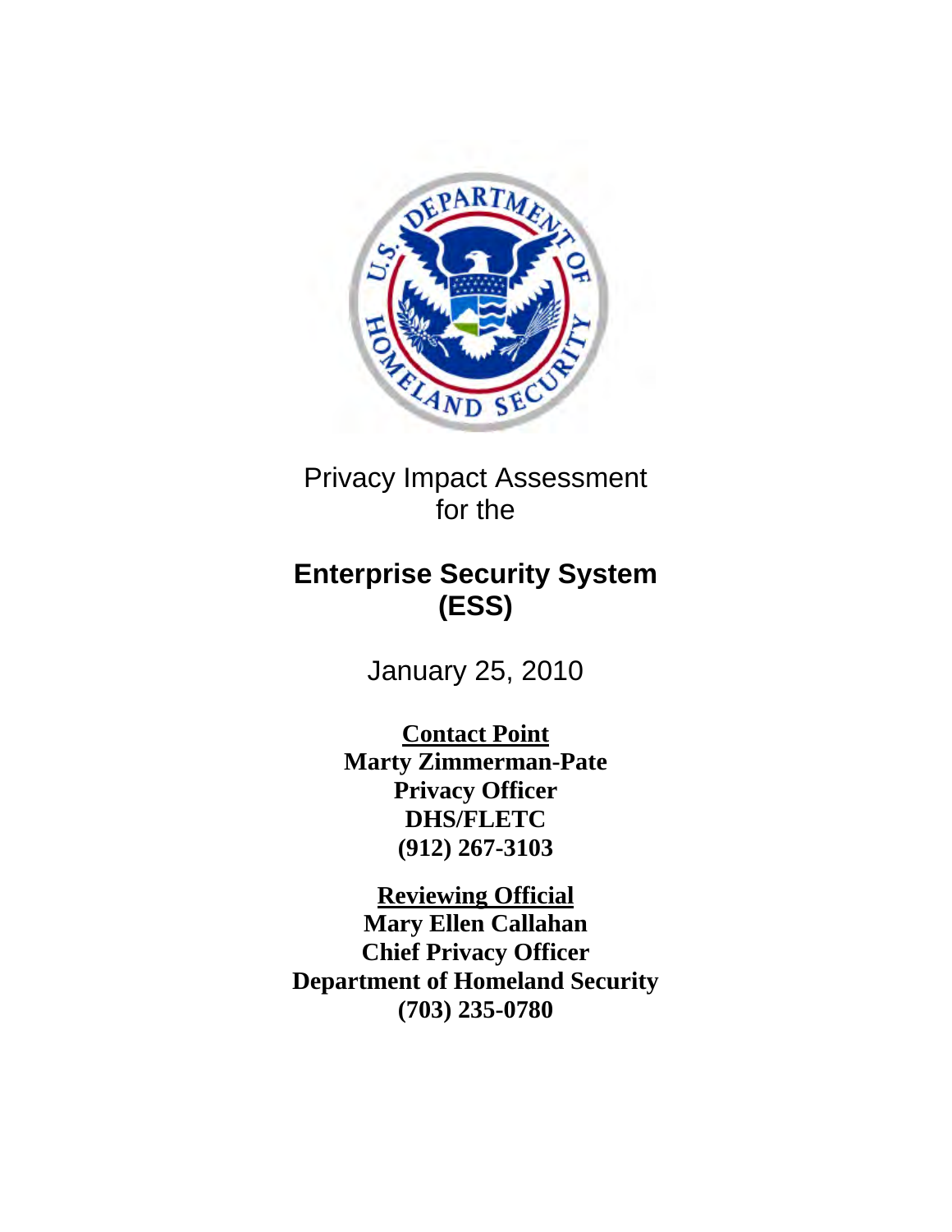Privacy Impact Assessment
for the

# Enterprise Security System (ESS)

January 25, 2010

**Contact Point**
**Marty Zimmerman-Pate**
**Privacy Officer**
**DHS/FLETC**
**(912) 267-3103**

**Reviewing Official**
**Mary Ellen Callahan**
**Chief Privacy Officer**
**Department of Homeland Security**
**(703) 235-0780**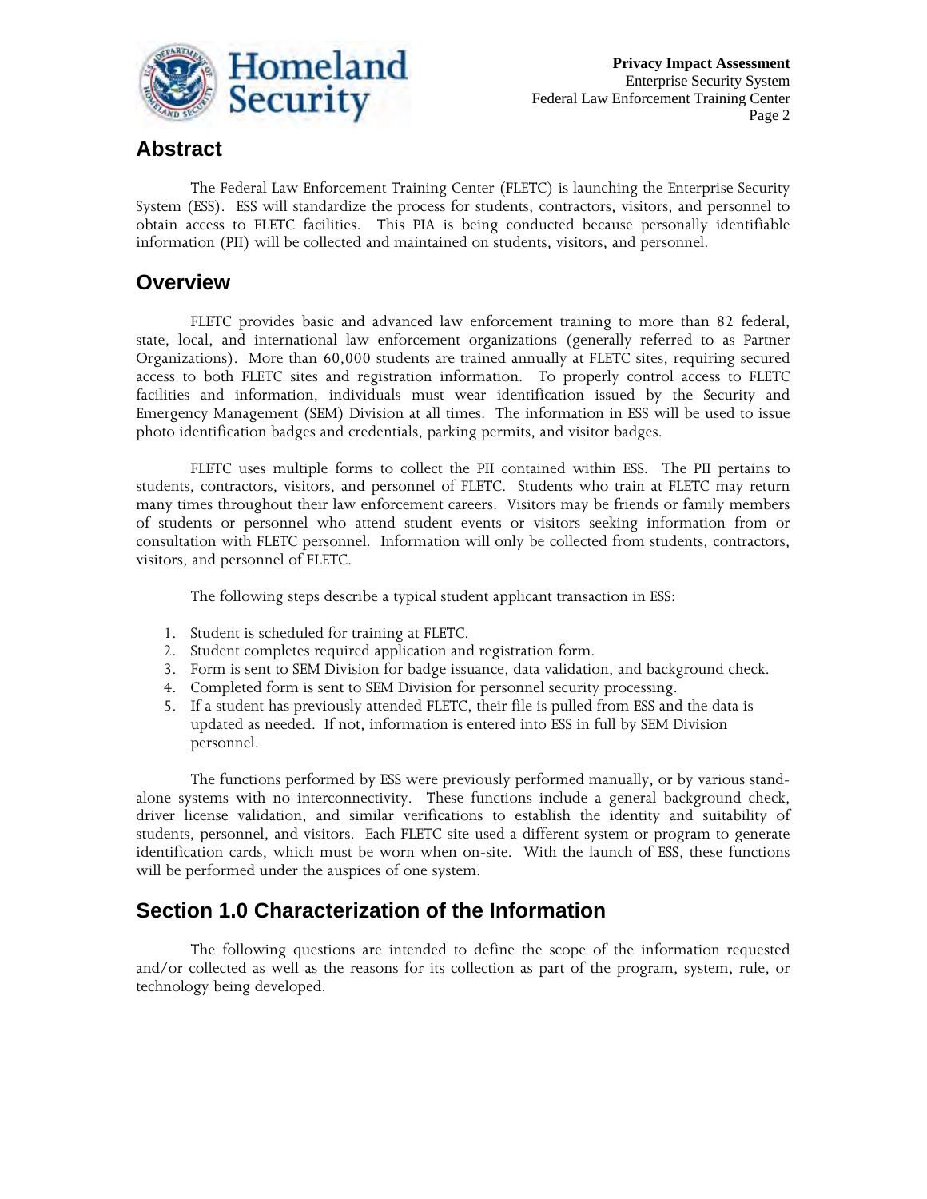## Abstract

The Federal Law Enforcement Training Center (FLETC) is launching the Enterprise Security System (ESS). ESS will standardize the process for students, contractors, visitors, and personnel to obtain access to FLETC facilities. This PIA is being conducted because personally identifiable information (PII) will be collected and maintained on students, visitors, and personnel.

## Overview

FLETC provides basic and advanced law enforcement training to more than 82 federal, state, local, and international law enforcement organizations (generally referred to as Partner Organizations). More than 60,000 students are trained annually at FLETC sites, requiring secured access to both FLETC sites and registration information. To properly control access to FLETC facilities and information, individuals must wear identification issued by the Security and Emergency Management (SEM) Division at all times. The information in ESS will be used to issue photo identification badges and credentials, parking permits, and visitor badges.

FLETC uses multiple forms to collect the PII contained within ESS. The PII pertains to students, contractors, visitors, and personnel of FLETC. Students who train at FLETC may return many times throughout their law enforcement careers. Visitors may be friends or family members of students or personnel who attend student events or visitors seeking information from or consultation with FLETC personnel. Information will only be collected from students, contractors, visitors, and personnel of FLETC.

The following steps describe a typical student applicant transaction in ESS:

1. Student is scheduled for training at FLETC.
2. Student completes required application and registration form.
3. Form is sent to SEM Division for badge issuance, data validation, and background check.
4. Completed form is sent to SEM Division for personnel security processing.
5. If a student has previously attended FLETC, their file is pulled from ESS and the data is updated as needed. If not, information is entered into ESS in full by SEM Division personnel.

The functions performed by ESS were previously performed manually, or by various stand-alone systems with no interconnectivity. These functions include a general background check, driver license validation, and similar verifications to establish the identity and suitability of students, personnel, and visitors. Each FLETC site used a different system or program to generate identification cards, which must be worn when on-site. With the launch of ESS, these functions will be performed under the auspices of one system.

## Section 1.0 Characterization of the Information

The following questions are intended to define the scope of the information requested and/or collected as well as the reasons for its collection as part of the program, system, rule, or technology being developed.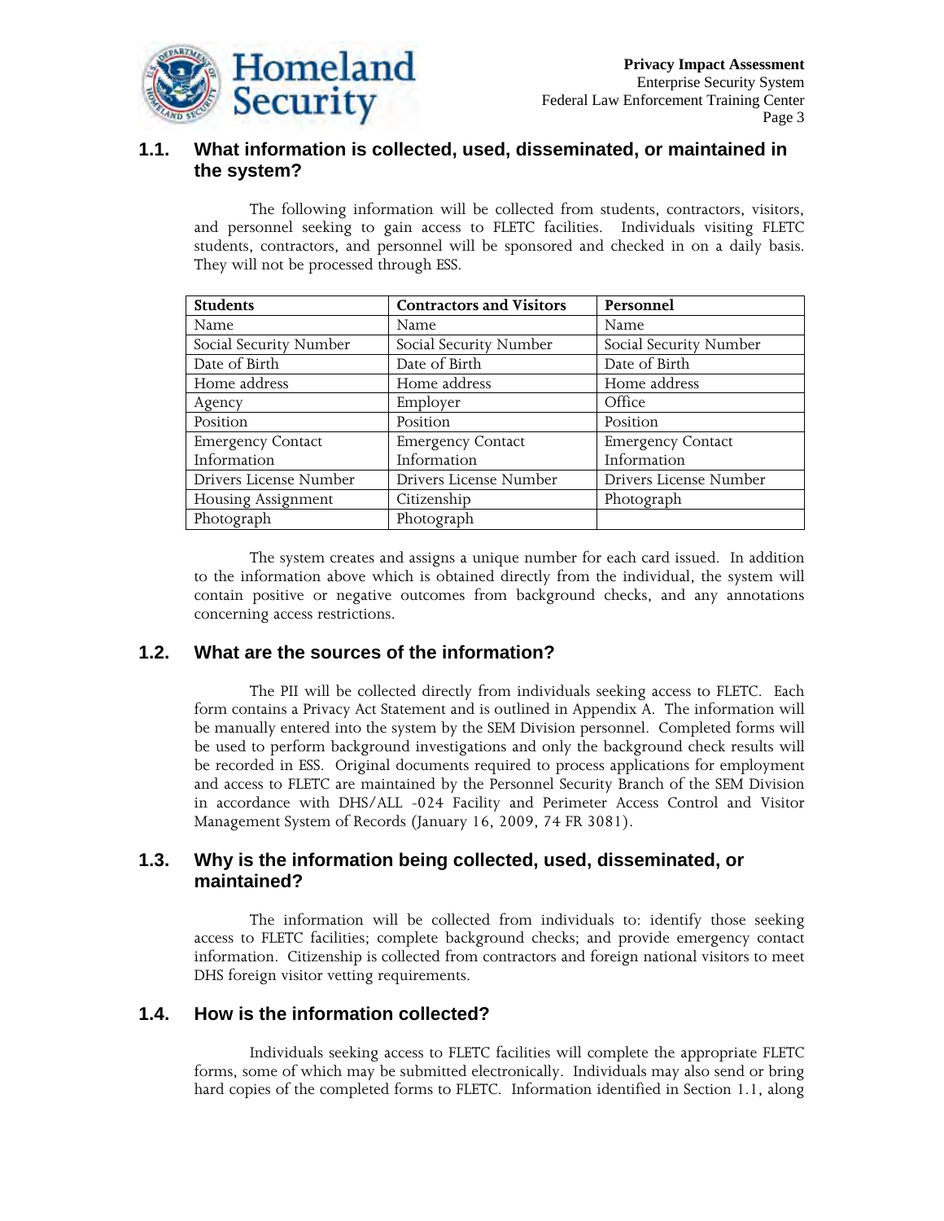### 1.1. What information is collected, used, disseminated, or maintained in the system?

The following information will be collected from students, contractors, visitors, and personnel seeking to gain access to FLETC facilities. Individuals visiting FLETC students, contractors, and personnel will be sponsored and checked in on a daily basis. They will not be processed through ESS.

| Students | Contractors and Visitors | Personnel |
|---|---|---|
| Name | Name | Name |
| Social Security Number | Social Security Number | Social Security Number |
| Date of Birth | Date of Birth | Date of Birth |
| Home address | Home address | Home address |
| Agency | Employer | Office |
| Position | Position | Position |
| Emergency Contact Information | Emergency Contact Information | Emergency Contact Information |
| Drivers License Number | Drivers License Number | Drivers License Number |
| Housing Assignment | Citizenship | Photograph |
| Photograph | Photograph | |

The system creates and assigns a unique number for each card issued. In addition to the information above which is obtained directly from the individual, the system will contain positive or negative outcomes from background checks, and any annotations concerning access restrictions.

### 1.2. What are the sources of the information?

The PII will be collected directly from individuals seeking access to FLETC. Each form contains a Privacy Act Statement and is outlined in Appendix A. The information will be manually entered into the system by the SEM Division personnel. Completed forms will be used to perform background investigations and only the background check results will be recorded in ESS. Original documents required to process applications for employment and access to FLETC are maintained by the Personnel Security Branch of the SEM Division in accordance with DHS/ALL -024 Facility and Perimeter Access Control and Visitor Management System of Records (January 16, 2009, 74 FR 3081).

### 1.3. Why is the information being collected, used, disseminated, or maintained?

The information will be collected from individuals to: identify those seeking access to FLETC facilities; complete background checks; and provide emergency contact information. Citizenship is collected from contractors and foreign national visitors to meet DHS foreign visitor vetting requirements.

### 1.4. How is the information collected?

Individuals seeking access to FLETC facilities will complete the appropriate FLETC forms, some of which may be submitted electronically. Individuals may also send or bring hard copies of the completed forms to FLETC. Information identified in Section 1.1, along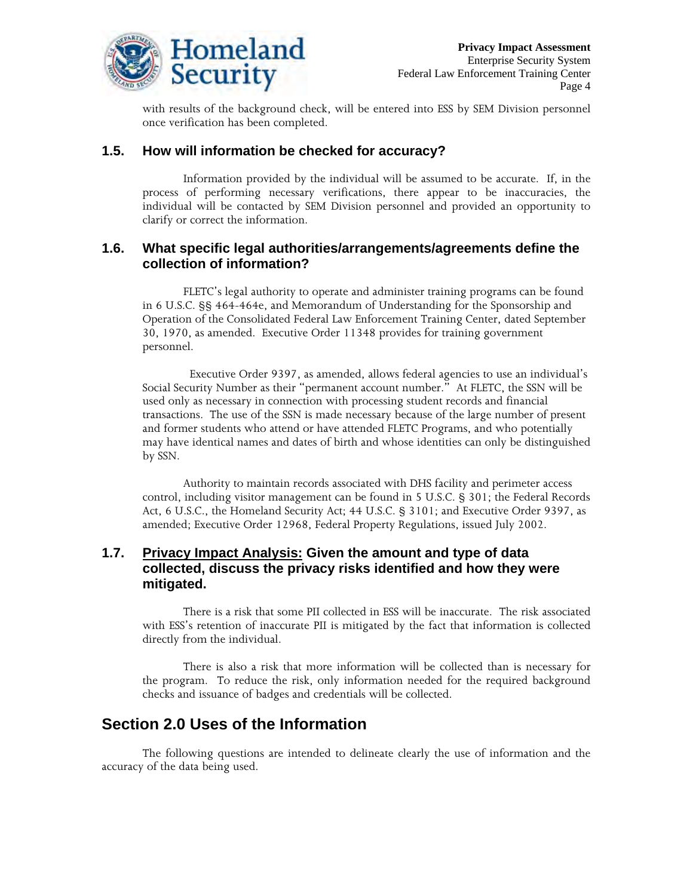with results of the background check, will be entered into ESS by SEM Division personnel once verification has been completed.

### 1.5. How will information be checked for accuracy?

Information provided by the individual will be assumed to be accurate. If, in the process of performing necessary verifications, there appear to be inaccuracies, the individual will be contacted by SEM Division personnel and provided an opportunity to clarify or correct the information.

### 1.6. What specific legal authorities/arrangements/agreements define the collection of information?

FLETC's legal authority to operate and administer training programs can be found in 6 U.S.C. §§ 464-464e, and Memorandum of Understanding for the Sponsorship and Operation of the Consolidated Federal Law Enforcement Training Center, dated September 30, 1970, as amended. Executive Order 11348 provides for training government personnel.

Executive Order 9397, as amended, allows federal agencies to use an individual's Social Security Number as their "permanent account number." At FLETC, the SSN will be used only as necessary in connection with processing student records and financial transactions. The use of the SSN is made necessary because of the large number of present and former students who attend or have attended FLETC Programs, and who potentially may have identical names and dates of birth and whose identities can only be distinguished by SSN.

Authority to maintain records associated with DHS facility and perimeter access control, including visitor management can be found in 5 U.S.C. § 301; the Federal Records Act, 6 U.S.C., the Homeland Security Act; 44 U.S.C. § 3101; and Executive Order 9397, as amended; Executive Order 12968, Federal Property Regulations, issued July 2002.

### 1.7. Privacy Impact Analysis: Given the amount and type of data collected, discuss the privacy risks identified and how they were mitigated.

There is a risk that some PII collected in ESS will be inaccurate. The risk associated with ESS's retention of inaccurate PII is mitigated by the fact that information is collected directly from the individual.

There is also a risk that more information will be collected than is necessary for the program. To reduce the risk, only information needed for the required background checks and issuance of badges and credentials will be collected.

## Section 2.0 Uses of the Information

The following questions are intended to delineate clearly the use of information and the accuracy of the data being used.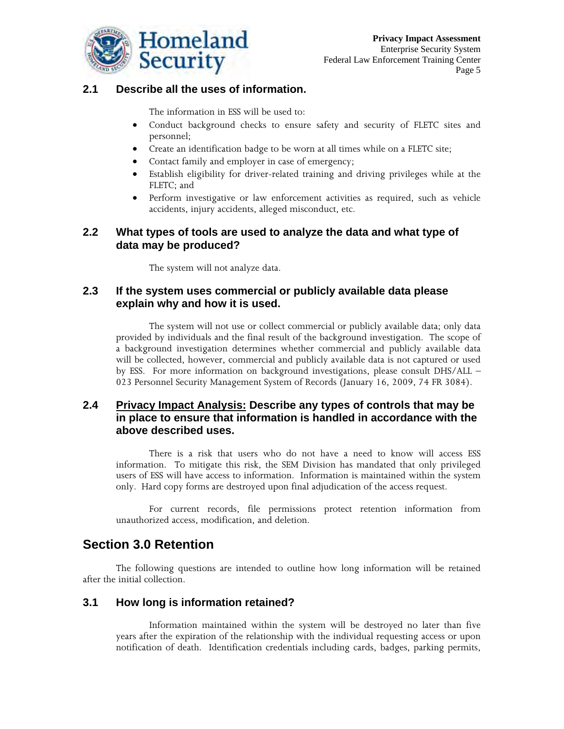### 2.1 Describe all the uses of information.

The information in ESS will be used to:

- Conduct background checks to ensure safety and security of FLETC sites and personnel;
- Create an identification badge to be worn at all times while on a FLETC site;
- Contact family and employer in case of emergency;
- Establish eligibility for driver-related training and driving privileges while at the FLETC; and
- Perform investigative or law enforcement activities as required, such as vehicle accidents, injury accidents, alleged misconduct, etc.

### 2.2 What types of tools are used to analyze the data and what type of data may be produced?

The system will not analyze data.

### 2.3 If the system uses commercial or publicly available data please explain why and how it is used.

The system will not use or collect commercial or publicly available data; only data provided by individuals and the final result of the background investigation. The scope of a background investigation determines whether commercial and publicly available data will be collected, however, commercial and publicly available data is not captured or used by ESS. For more information on background investigations, please consult DHS/ALL – 023 Personnel Security Management System of Records (January 16, 2009, 74 FR 3084).

### 2.4 <u>Privacy Impact Analysis:</u> Describe any types of controls that may be in place to ensure that information is handled in accordance with the above described uses.

There is a risk that users who do not have a need to know will access ESS information. To mitigate this risk, the SEM Division has mandated that only privileged users of ESS will have access to information. Information is maintained within the system only. Hard copy forms are destroyed upon final adjudication of the access request.

For current records, file permissions protect retention information from unauthorized access, modification, and deletion.

## Section 3.0 Retention

The following questions are intended to outline how long information will be retained after the initial collection.

### 3.1 How long is information retained?

Information maintained within the system will be destroyed no later than five years after the expiration of the relationship with the individual requesting access or upon notification of death. Identification credentials including cards, badges, parking permits,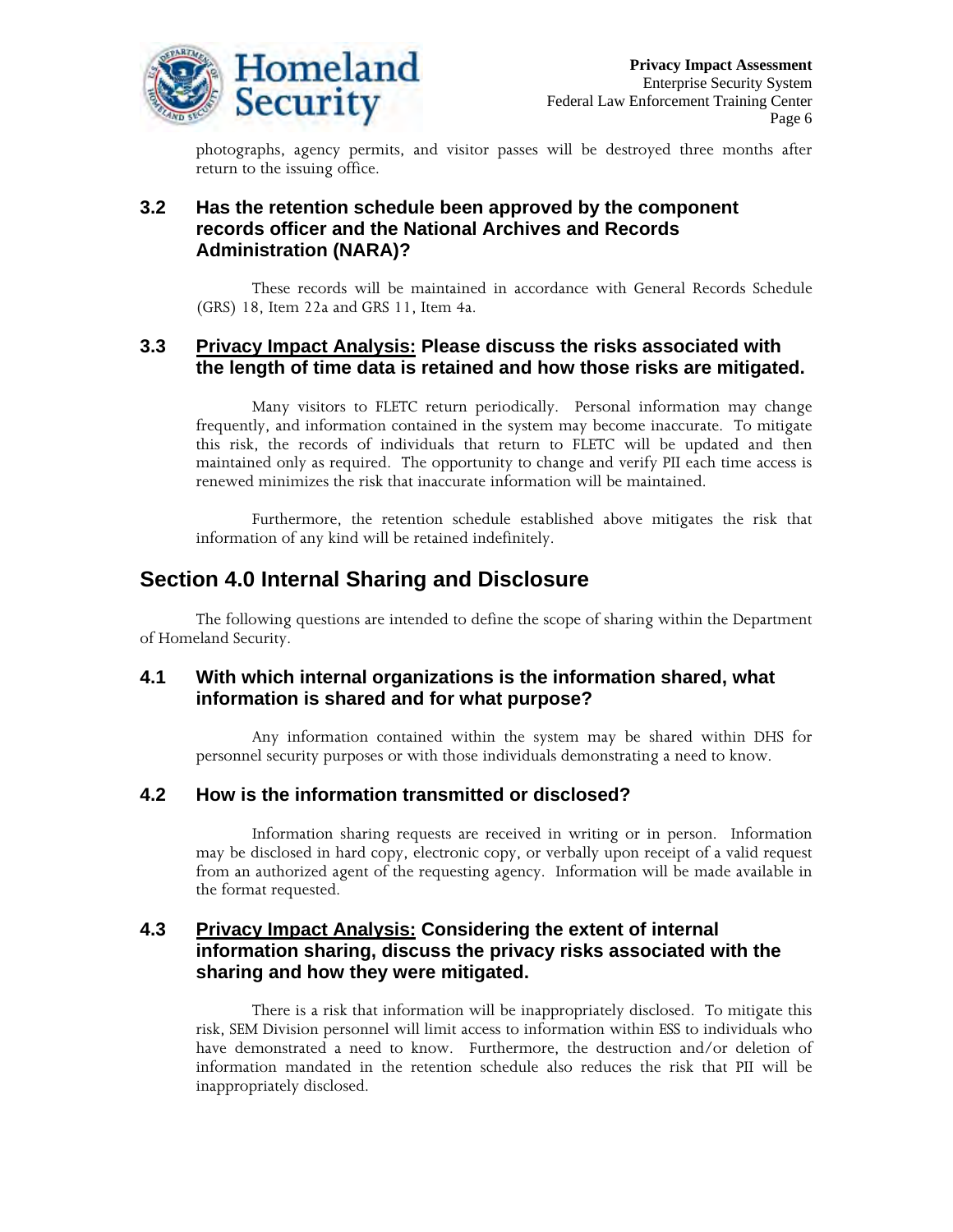photographs, agency permits, and visitor passes will be destroyed three months after return to the issuing office.

### 3.2 Has the retention schedule been approved by the component records officer and the National Archives and Records Administration (NARA)?

These records will be maintained in accordance with General Records Schedule (GRS) 18, Item 22a and GRS 11, Item 4a.

### 3.3 Privacy Impact Analysis: Please discuss the risks associated with the length of time data is retained and how those risks are mitigated.

Many visitors to FLETC return periodically. Personal information may change frequently, and information contained in the system may become inaccurate. To mitigate this risk, the records of individuals that return to FLETC will be updated and then maintained only as required. The opportunity to change and verify PII each time access is renewed minimizes the risk that inaccurate information will be maintained.

Furthermore, the retention schedule established above mitigates the risk that information of any kind will be retained indefinitely.

## Section 4.0 Internal Sharing and Disclosure

The following questions are intended to define the scope of sharing within the Department of Homeland Security.

### 4.1 With which internal organizations is the information shared, what information is shared and for what purpose?

Any information contained within the system may be shared within DHS for personnel security purposes or with those individuals demonstrating a need to know.

### 4.2 How is the information transmitted or disclosed?

Information sharing requests are received in writing or in person. Information may be disclosed in hard copy, electronic copy, or verbally upon receipt of a valid request from an authorized agent of the requesting agency. Information will be made available in the format requested.

### 4.3 Privacy Impact Analysis: Considering the extent of internal information sharing, discuss the privacy risks associated with the sharing and how they were mitigated.

There is a risk that information will be inappropriately disclosed. To mitigate this risk, SEM Division personnel will limit access to information within ESS to individuals who have demonstrated a need to know. Furthermore, the destruction and/or deletion of information mandated in the retention schedule also reduces the risk that PII will be inappropriately disclosed.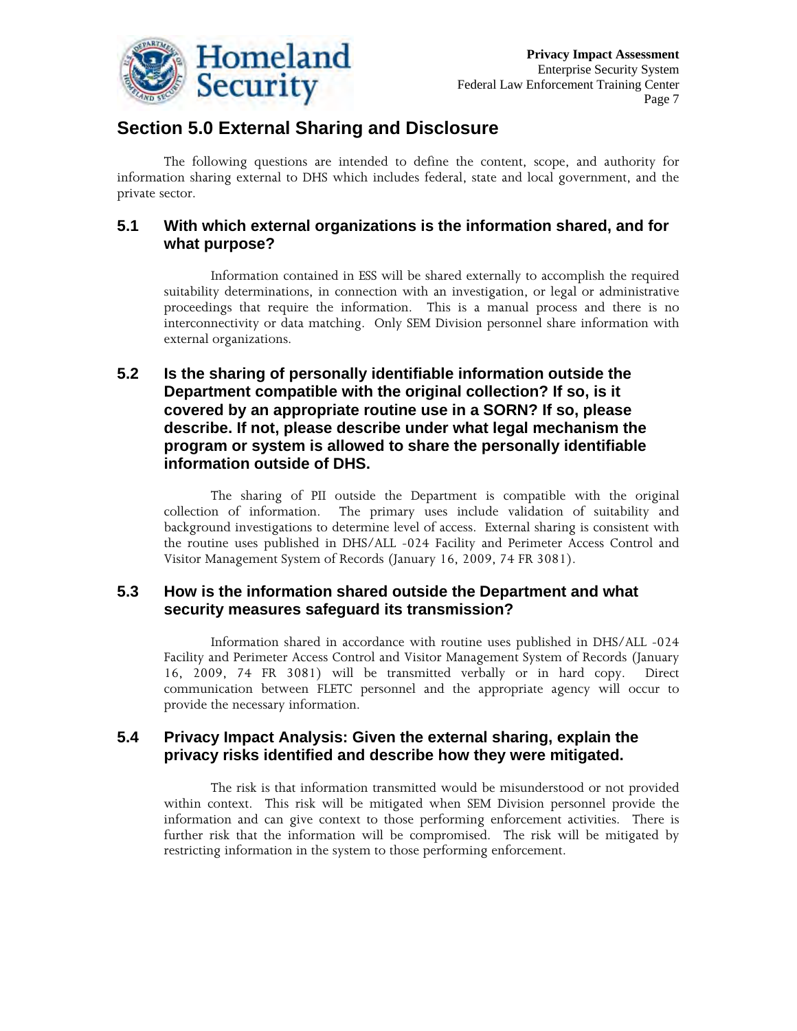## Section 5.0 External Sharing and Disclosure

The following questions are intended to define the content, scope, and authority for information sharing external to DHS which includes federal, state and local government, and the private sector.

### 5.1 With which external organizations is the information shared, and for what purpose?

Information contained in ESS will be shared externally to accomplish the required suitability determinations, in connection with an investigation, or legal or administrative proceedings that require the information. This is a manual process and there is no interconnectivity or data matching. Only SEM Division personnel share information with external organizations.

### 5.2 Is the sharing of personally identifiable information outside the Department compatible with the original collection? If so, is it covered by an appropriate routine use in a SORN? If so, please describe. If not, please describe under what legal mechanism the program or system is allowed to share the personally identifiable information outside of DHS.

The sharing of PII outside the Department is compatible with the original collection of information. The primary uses include validation of suitability and background investigations to determine level of access. External sharing is consistent with the routine uses published in DHS/ALL -024 Facility and Perimeter Access Control and Visitor Management System of Records (January 16, 2009, 74 FR 3081).

### 5.3 How is the information shared outside the Department and what security measures safeguard its transmission?

Information shared in accordance with routine uses published in DHS/ALL -024 Facility and Perimeter Access Control and Visitor Management System of Records (January 16, 2009, 74 FR 3081) will be transmitted verbally or in hard copy. Direct communication between FLETC personnel and the appropriate agency will occur to provide the necessary information.

### 5.4 Privacy Impact Analysis: Given the external sharing, explain the privacy risks identified and describe how they were mitigated.

The risk is that information transmitted would be misunderstood or not provided within context. This risk will be mitigated when SEM Division personnel provide the information and can give context to those performing enforcement activities. There is further risk that the information will be compromised. The risk will be mitigated by restricting information in the system to those performing enforcement.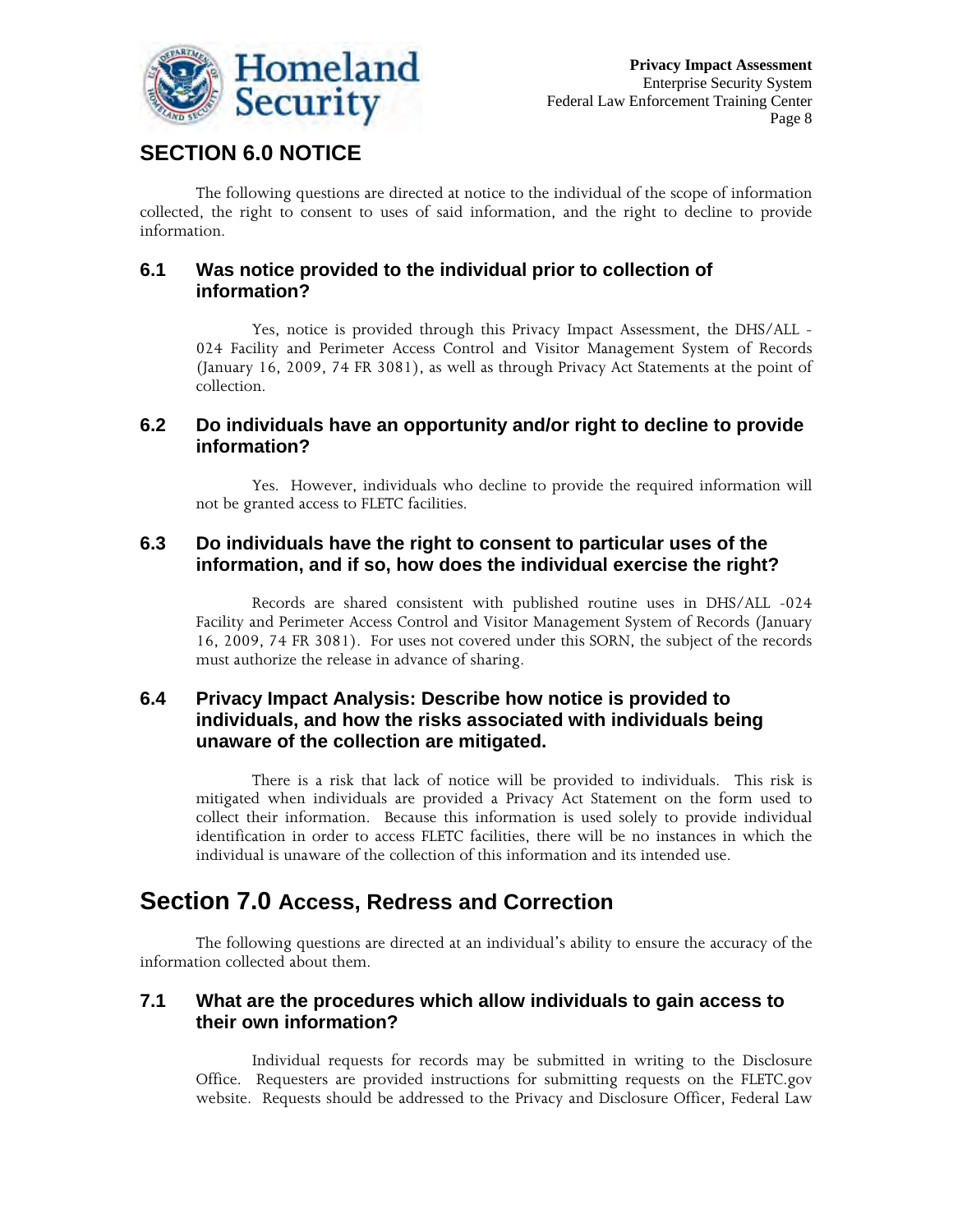## SECTION 6.0 NOTICE

The following questions are directed at notice to the individual of the scope of information collected, the right to consent to uses of said information, and the right to decline to provide information.

### 6.1 Was notice provided to the individual prior to collection of information?

Yes, notice is provided through this Privacy Impact Assessment, the DHS/ALL - 024 Facility and Perimeter Access Control and Visitor Management System of Records (January 16, 2009, 74 FR 3081), as well as through Privacy Act Statements at the point of collection.

### 6.2 Do individuals have an opportunity and/or right to decline to provide information?

Yes. However, individuals who decline to provide the required information will not be granted access to FLETC facilities.

### 6.3 Do individuals have the right to consent to particular uses of the information, and if so, how does the individual exercise the right?

Records are shared consistent with published routine uses in DHS/ALL -024 Facility and Perimeter Access Control and Visitor Management System of Records (January 16, 2009, 74 FR 3081). For uses not covered under this SORN, the subject of the records must authorize the release in advance of sharing.

### 6.4 Privacy Impact Analysis: Describe how notice is provided to individuals, and how the risks associated with individuals being unaware of the collection are mitigated.

There is a risk that lack of notice will be provided to individuals. This risk is mitigated when individuals are provided a Privacy Act Statement on the form used to collect their information. Because this information is used solely to provide individual identification in order to access FLETC facilities, there will be no instances in which the individual is unaware of the collection of this information and its intended use.

## Section 7.0 Access, Redress and Correction

The following questions are directed at an individual's ability to ensure the accuracy of the information collected about them.

### 7.1 What are the procedures which allow individuals to gain access to their own information?

Individual requests for records may be submitted in writing to the Disclosure Office. Requesters are provided instructions for submitting requests on the FLETC.gov website. Requests should be addressed to the Privacy and Disclosure Officer, Federal Law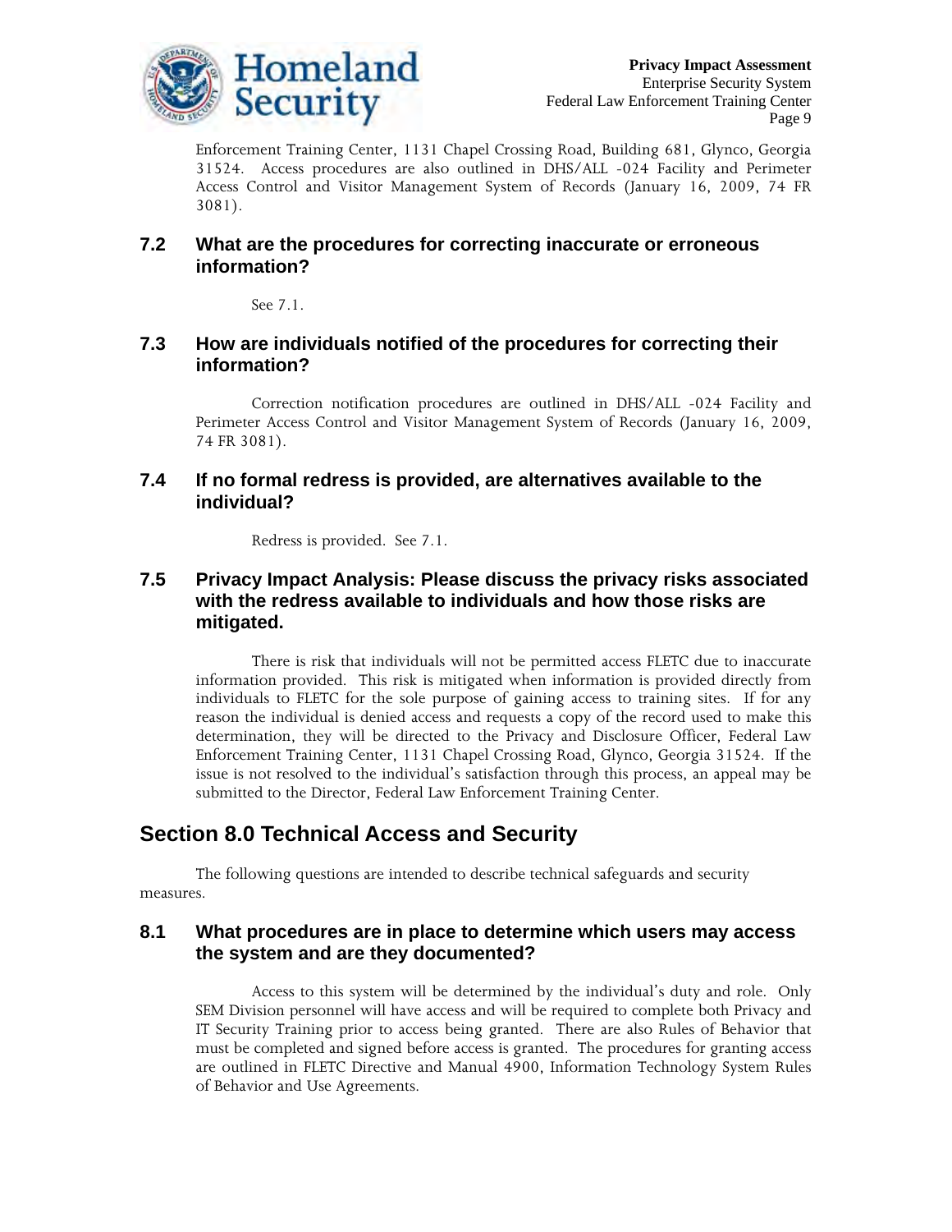Enforcement Training Center, 1131 Chapel Crossing Road, Building 681, Glynco, Georgia 31524. Access procedures are also outlined in DHS/ALL -024 Facility and Perimeter Access Control and Visitor Management System of Records (January 16, 2009, 74 FR 3081).

### 7.2 What are the procedures for correcting inaccurate or erroneous information?

See 7.1.

### 7.3 How are individuals notified of the procedures for correcting their information?

Correction notification procedures are outlined in DHS/ALL -024 Facility and Perimeter Access Control and Visitor Management System of Records (January 16, 2009, 74 FR 3081).

### 7.4 If no formal redress is provided, are alternatives available to the individual?

Redress is provided. See 7.1.

### 7.5 Privacy Impact Analysis: Please discuss the privacy risks associated with the redress available to individuals and how those risks are mitigated.

There is risk that individuals will not be permitted access FLETC due to inaccurate information provided. This risk is mitigated when information is provided directly from individuals to FLETC for the sole purpose of gaining access to training sites. If for any reason the individual is denied access and requests a copy of the record used to make this determination, they will be directed to the Privacy and Disclosure Officer, Federal Law Enforcement Training Center, 1131 Chapel Crossing Road, Glynco, Georgia 31524. If the issue is not resolved to the individual's satisfaction through this process, an appeal may be submitted to the Director, Federal Law Enforcement Training Center.

## Section 8.0 Technical Access and Security

The following questions are intended to describe technical safeguards and security measures.

### 8.1 What procedures are in place to determine which users may access the system and are they documented?

Access to this system will be determined by the individual's duty and role. Only SEM Division personnel will have access and will be required to complete both Privacy and IT Security Training prior to access being granted. There are also Rules of Behavior that must be completed and signed before access is granted. The procedures for granting access are outlined in FLETC Directive and Manual 4900, Information Technology System Rules of Behavior and Use Agreements.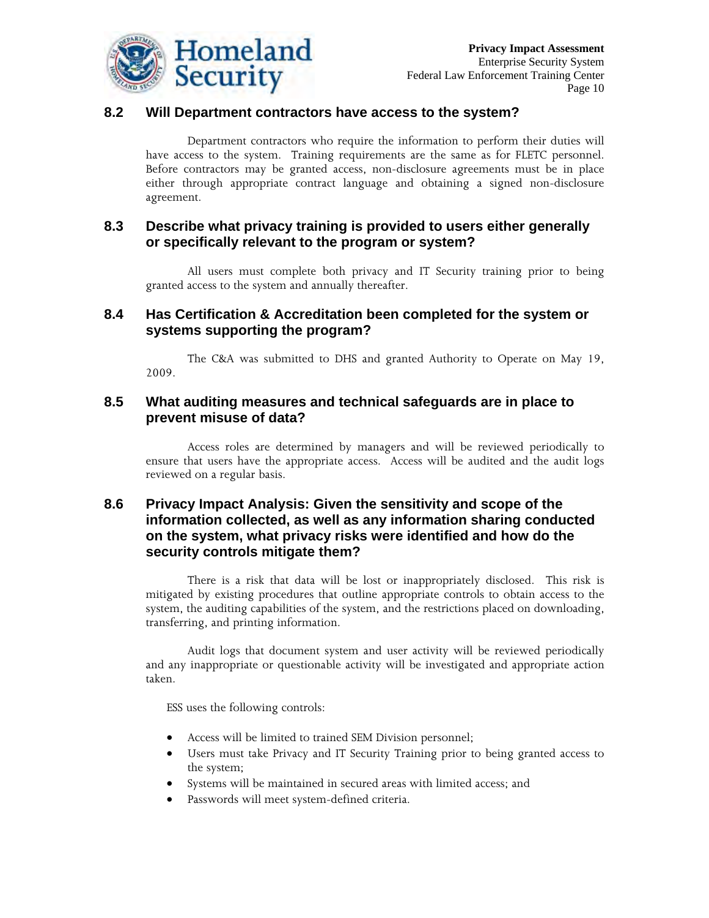### 8.2 Will Department contractors have access to the system?

Department contractors who require the information to perform their duties will have access to the system. Training requirements are the same as for FLETC personnel. Before contractors may be granted access, non-disclosure agreements must be in place either through appropriate contract language and obtaining a signed non-disclosure agreement.

### 8.3 Describe what privacy training is provided to users either generally or specifically relevant to the program or system?

All users must complete both privacy and IT Security training prior to being granted access to the system and annually thereafter.

### 8.4 Has Certification & Accreditation been completed for the system or systems supporting the program?

The C&A was submitted to DHS and granted Authority to Operate on May 19, 2009.

### 8.5 What auditing measures and technical safeguards are in place to prevent misuse of data?

Access roles are determined by managers and will be reviewed periodically to ensure that users have the appropriate access. Access will be audited and the audit logs reviewed on a regular basis.

### 8.6 Privacy Impact Analysis: Given the sensitivity and scope of the information collected, as well as any information sharing conducted on the system, what privacy risks were identified and how do the security controls mitigate them?

There is a risk that data will be lost or inappropriately disclosed. This risk is mitigated by existing procedures that outline appropriate controls to obtain access to the system, the auditing capabilities of the system, and the restrictions placed on downloading, transferring, and printing information.

Audit logs that document system and user activity will be reviewed periodically and any inappropriate or questionable activity will be investigated and appropriate action taken.

ESS uses the following controls:

- Access will be limited to trained SEM Division personnel;
- Users must take Privacy and IT Security Training prior to being granted access to the system;
- Systems will be maintained in secured areas with limited access; and
- Passwords will meet system-defined criteria.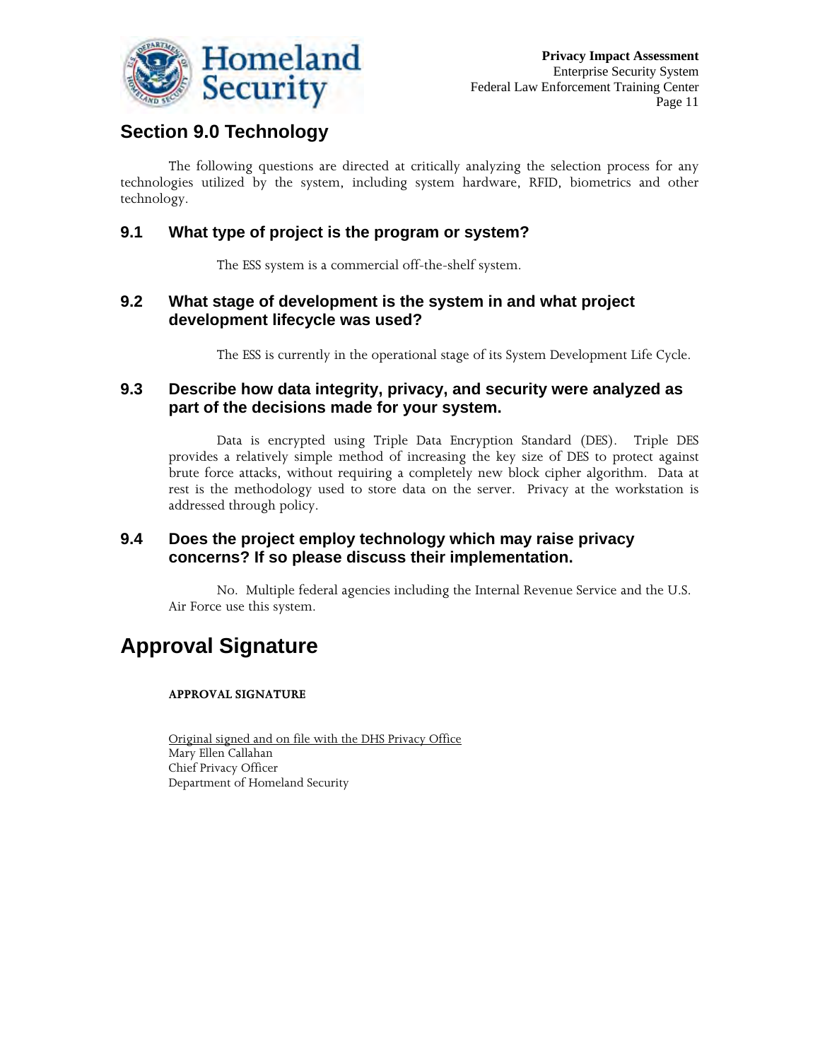## Section 9.0 Technology

The following questions are directed at critically analyzing the selection process for any technologies utilized by the system, including system hardware, RFID, biometrics and other technology.

### 9.1 What type of project is the program or system?

The ESS system is a commercial off-the-shelf system.

### 9.2 What stage of development is the system in and what project development lifecycle was used?

The ESS is currently in the operational stage of its System Development Life Cycle.

### 9.3 Describe how data integrity, privacy, and security were analyzed as part of the decisions made for your system.

Data is encrypted using Triple Data Encryption Standard (DES). Triple DES provides a relatively simple method of increasing the key size of DES to protect against brute force attacks, without requiring a completely new block cipher algorithm. Data at rest is the methodology used to store data on the server. Privacy at the workstation is addressed through policy.

### 9.4 Does the project employ technology which may raise privacy concerns? If so please discuss their implementation.

No. Multiple federal agencies including the Internal Revenue Service and the U.S. Air Force use this system.

## Approval Signature

**APPROVAL SIGNATURE**

Original signed and on file with the DHS Privacy Office
Mary Ellen Callahan
Chief Privacy Officer
Department of Homeland Security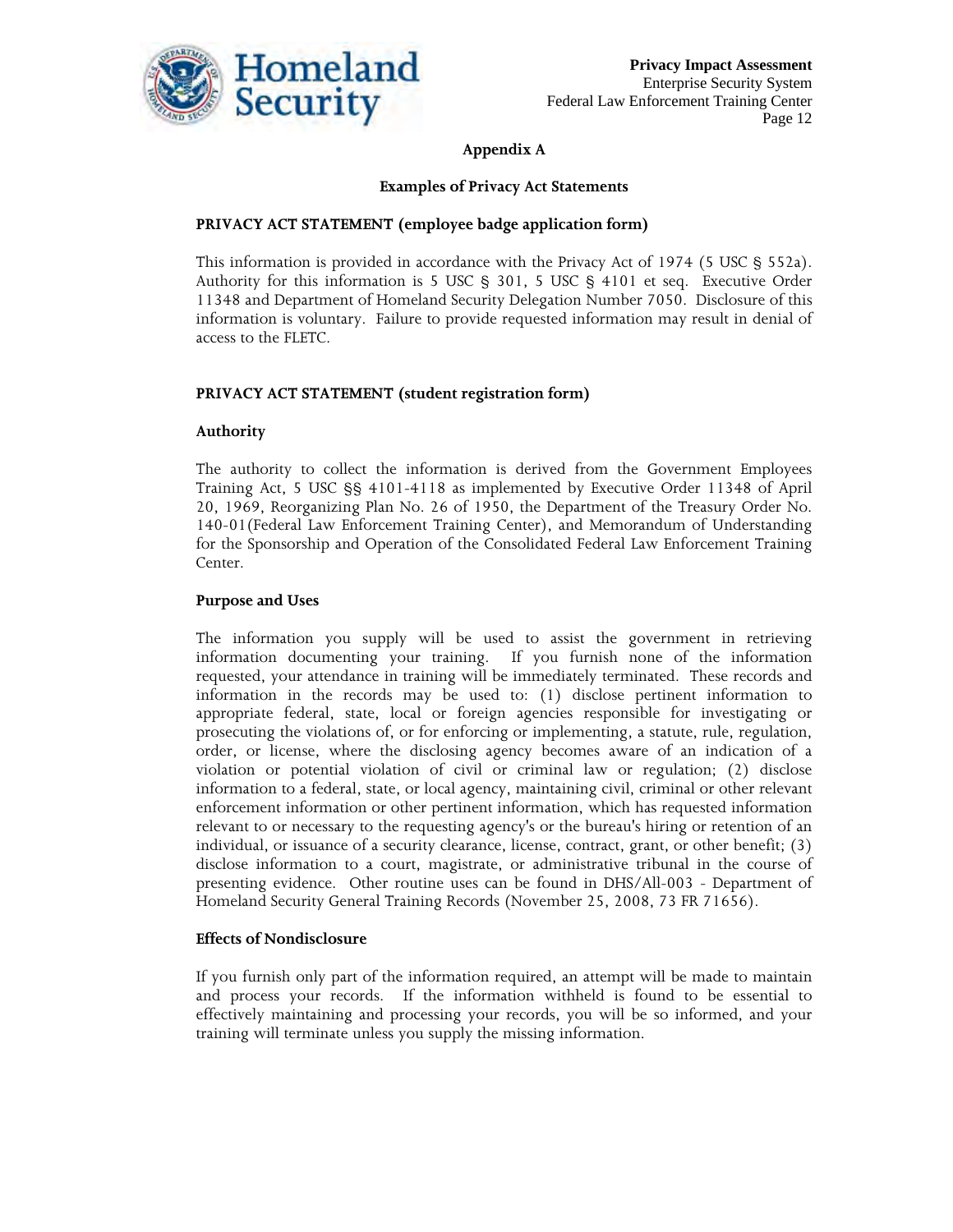## Appendix A

### Examples of Privacy Act Statements

**PRIVACY ACT STATEMENT (employee badge application form)**

This information is provided in accordance with the Privacy Act of 1974 (5 USC § 552a). Authority for this information is 5 USC § 301, 5 USC § 4101 et seq. Executive Order 11348 and Department of Homeland Security Delegation Number 7050. Disclosure of this information is voluntary. Failure to provide requested information may result in denial of access to the FLETC.

**PRIVACY ACT STATEMENT (student registration form)**

**Authority**

The authority to collect the information is derived from the Government Employees Training Act, 5 USC §§ 4101-4118 as implemented by Executive Order 11348 of April 20, 1969, Reorganizing Plan No. 26 of 1950, the Department of the Treasury Order No. 140-01(Federal Law Enforcement Training Center), and Memorandum of Understanding for the Sponsorship and Operation of the Consolidated Federal Law Enforcement Training Center.

**Purpose and Uses**

The information you supply will be used to assist the government in retrieving information documenting your training. If you furnish none of the information requested, your attendance in training will be immediately terminated. These records and information in the records may be used to: (1) disclose pertinent information to appropriate federal, state, local or foreign agencies responsible for investigating or prosecuting the violations of, or for enforcing or implementing, a statute, rule, regulation, order, or license, where the disclosing agency becomes aware of an indication of a violation or potential violation of civil or criminal law or regulation; (2) disclose information to a federal, state, or local agency, maintaining civil, criminal or other relevant enforcement information or other pertinent information, which has requested information relevant to or necessary to the requesting agency's or the bureau's hiring or retention of an individual, or issuance of a security clearance, license, contract, grant, or other benefit; (3) disclose information to a court, magistrate, or administrative tribunal in the course of presenting evidence. Other routine uses can be found in DHS/All-003 - Department of Homeland Security General Training Records (November 25, 2008, 73 FR 71656).

**Effects of Nondisclosure**

If you furnish only part of the information required, an attempt will be made to maintain and process your records. If the information withheld is found to be essential to effectively maintaining and processing your records, you will be so informed, and your training will terminate unless you supply the missing information.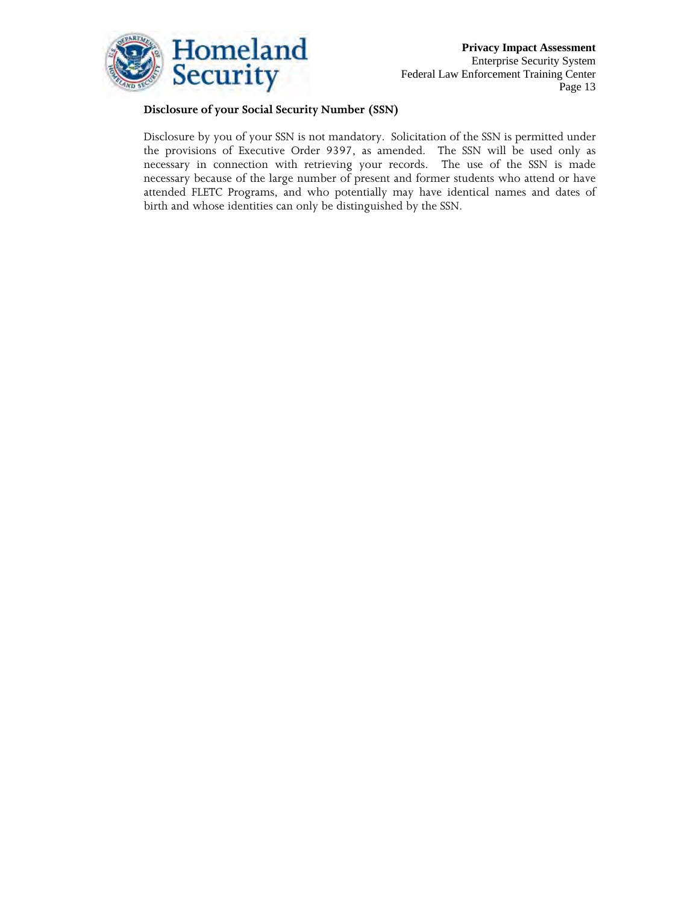**Disclosure of your Social Security Number (SSN)**

Disclosure by you of your SSN is not mandatory. Solicitation of the SSN is permitted under the provisions of Executive Order 9397, as amended. The SSN will be used only as necessary in connection with retrieving your records. The use of the SSN is made necessary because of the large number of present and former students who attend or have attended FLETC Programs, and who potentially may have identical names and dates of birth and whose identities can only be distinguished by the SSN.